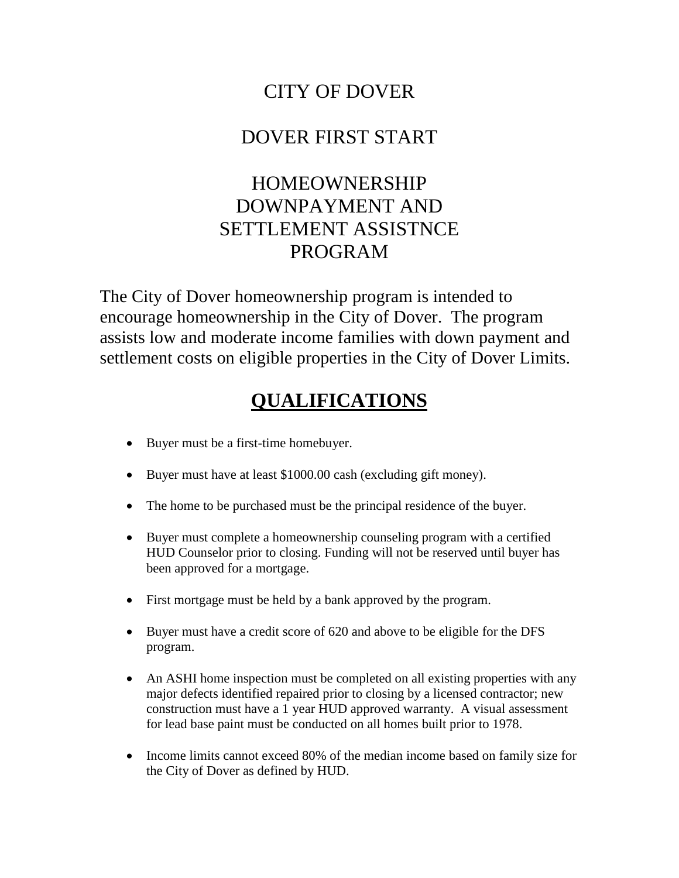# CITY OF DOVER

# DOVER FIRST START

# HOMEOWNERSHIP DOWNPAYMENT AND SETTLEMENT ASSISTNCE PROGRAM

The City of Dover homeownership program is intended to encourage homeownership in the City of Dover. The program assists low and moderate income families with down payment and settlement costs on eligible properties in the City of Dover Limits.

## QUALIFICATIONS

- Buyer must be a first-time homebuyer.
- Buyer must have at least $1000.00 cash (excluding gift money).
- The home to be purchased must be the principal residence of the buyer.
- Buyer must complete a homeownership counseling program with a certified HUD Counselor prior to closing. Funding will not be reserved until buyer has been approved for a mortgage.
- First mortgage must be held by a bank approved by the program.
- Buyer must have a credit score of 620 and above to be eligible for the DFS program.
- An ASHI home inspection must be completed on all existing properties with any major defects identified repaired prior to closing by a licensed contractor; new construction must have a 1 year HUD approved warranty. A visual assessment for lead base paint must be conducted on all homes built prior to 1978.
- Income limits cannot exceed 80% of the median income based on family size for the City of Dover as defined by HUD.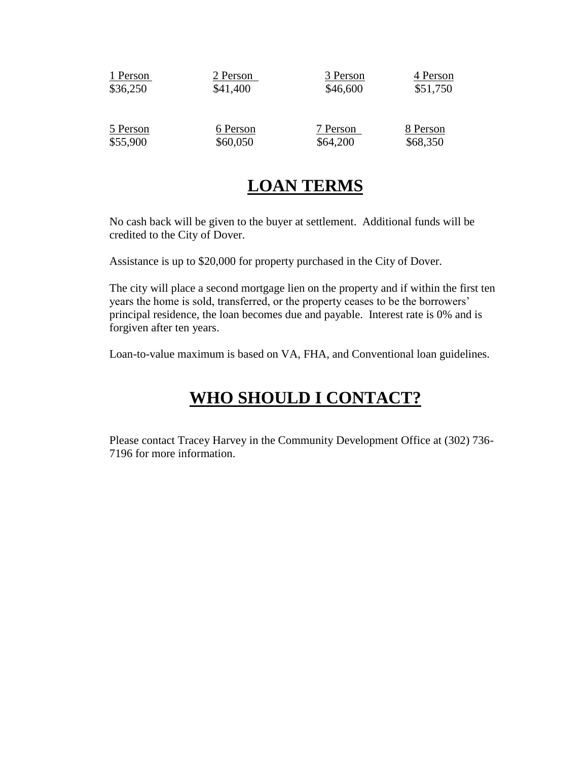| 1 Person | 2 Person | 3 Person | 4 Person |
|---|---|---|---|
| $36,250 | $41,400 | $46,600 | $51,750 |
| **5 Person** | **6 Person** | **7 Person** | **8 Person** |
| $55,900 | $60,050 | $64,200 | $68,350 |

## LOAN TERMS

No cash back will be given to the buyer at settlement. Additional funds will be credited to the City of Dover.

Assistance is up to $20,000 for property purchased in the City of Dover.

The city will place a second mortgage lien on the property and if within the first ten years the home is sold, transferred, or the property ceases to be the borrowers' principal residence, the loan becomes due and payable. Interest rate is 0% and is forgiven after ten years.

Loan-to-value maximum is based on VA, FHA, and Conventional loan guidelines.

## WHO SHOULD I CONTACT?

Please contact Tracey Harvey in the Community Development Office at (302) 736-7196 for more information.